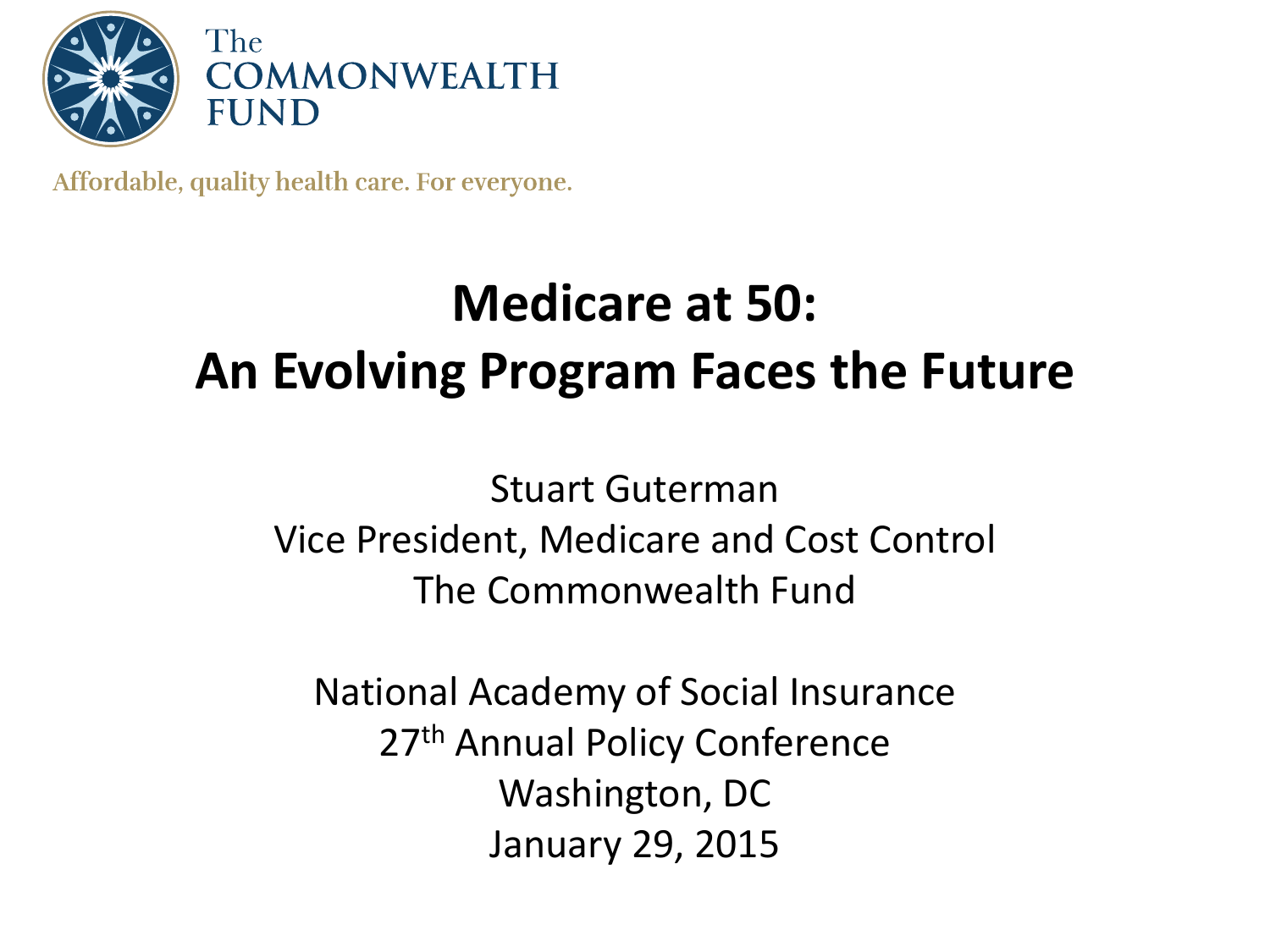The COMMONWEALTH FUND

Affordable, quality health care. For everyone.

# Medicare at 50: An Evolving Program Faces the Future

Stuart Guterman
Vice President, Medicare and Cost Control
The Commonwealth Fund

National Academy of Social Insurance
27th Annual Policy Conference
Washington, DC
January 29, 2015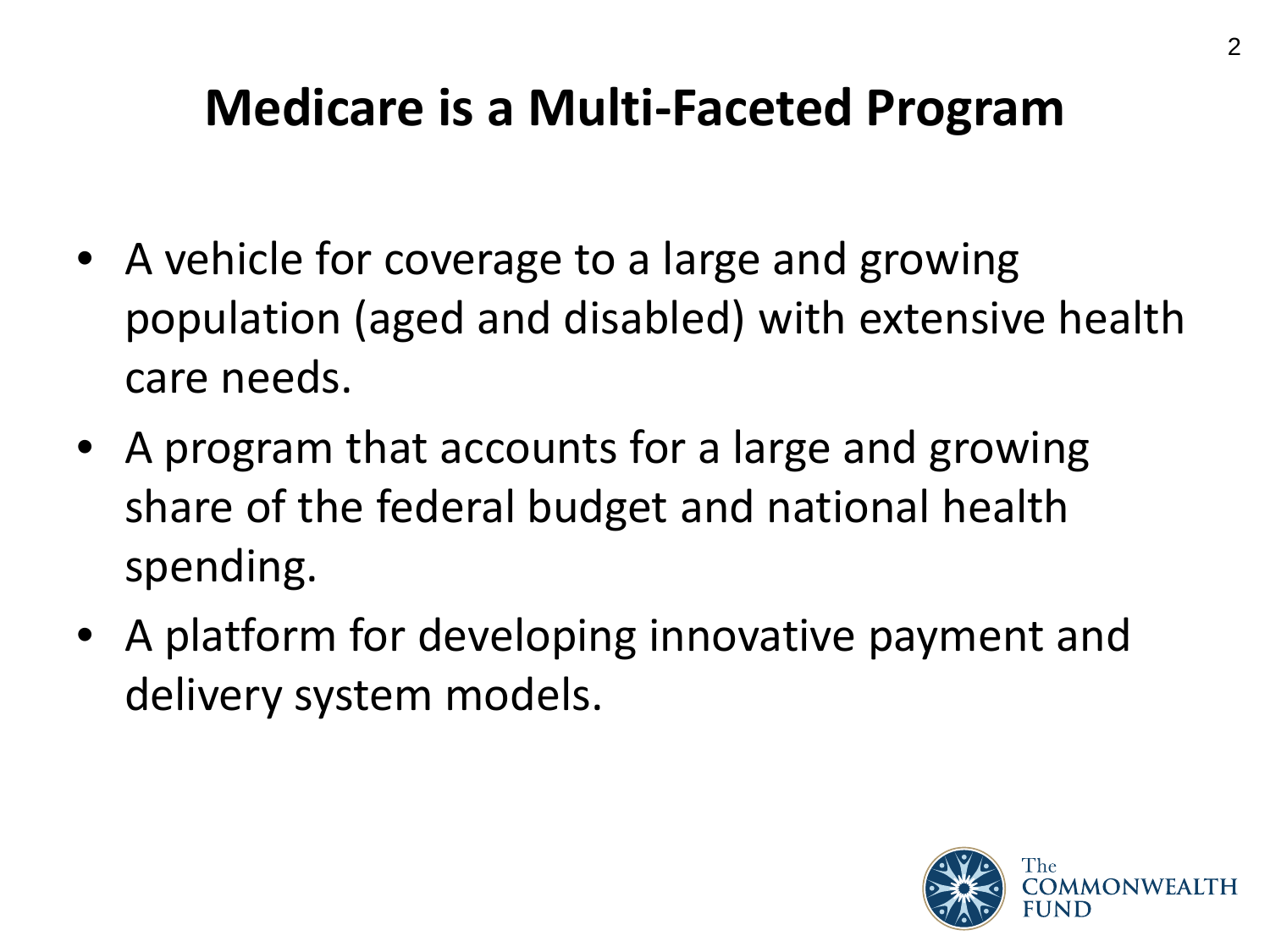# Medicare is a Multi-Faceted Program

- A vehicle for coverage to a large and growing population (aged and disabled) with extensive health care needs.
- A program that accounts for a large and growing share of the federal budget and national health spending.
- A platform for developing innovative payment and delivery system models.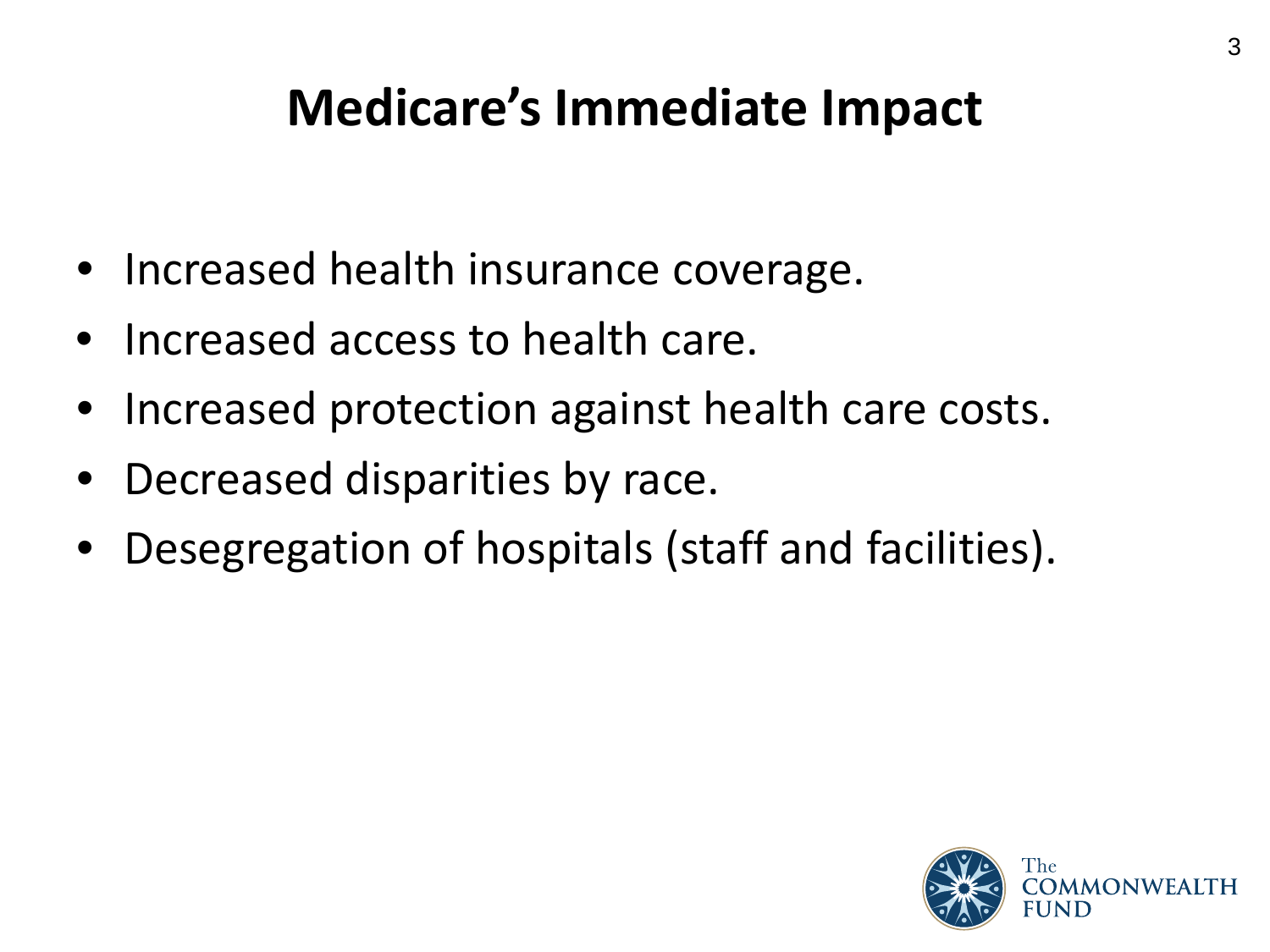# Medicare's Immediate Impact

- Increased health insurance coverage.
- Increased access to health care.
- Increased protection against health care costs.
- Decreased disparities by race.
- Desegregation of hospitals (staff and facilities).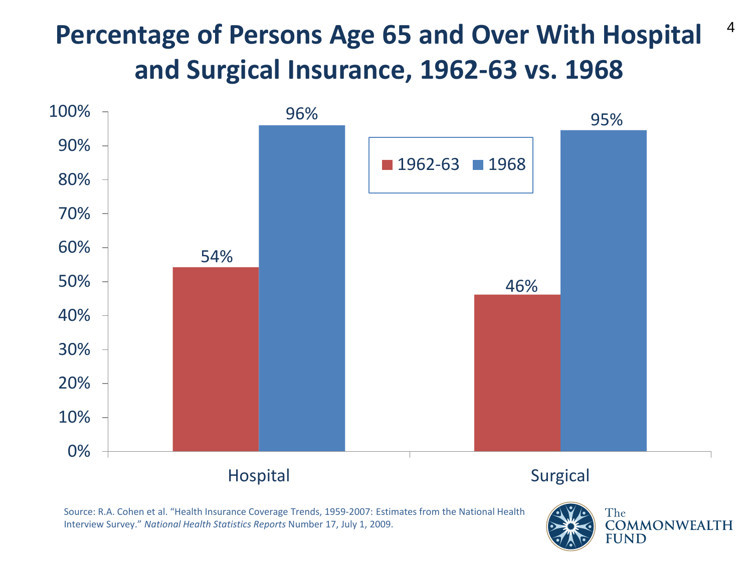# Percentage of Persons Age 65 and Over With Hospital and Surgical Insurance, 1962-63 vs. 1968

| | 1962-63 | 1968 |
|---|---|---|
| Hospital | 54% | 96% |
| Surgical | 46% | 95% |

Source: R.A. Cohen et al. "Health Insurance Coverage Trends, 1959-2007: Estimates from the National Health Interview Survey." *National Health Statistics Reports* Number 17, July 1, 2009.

The COMMONWEALTH FUND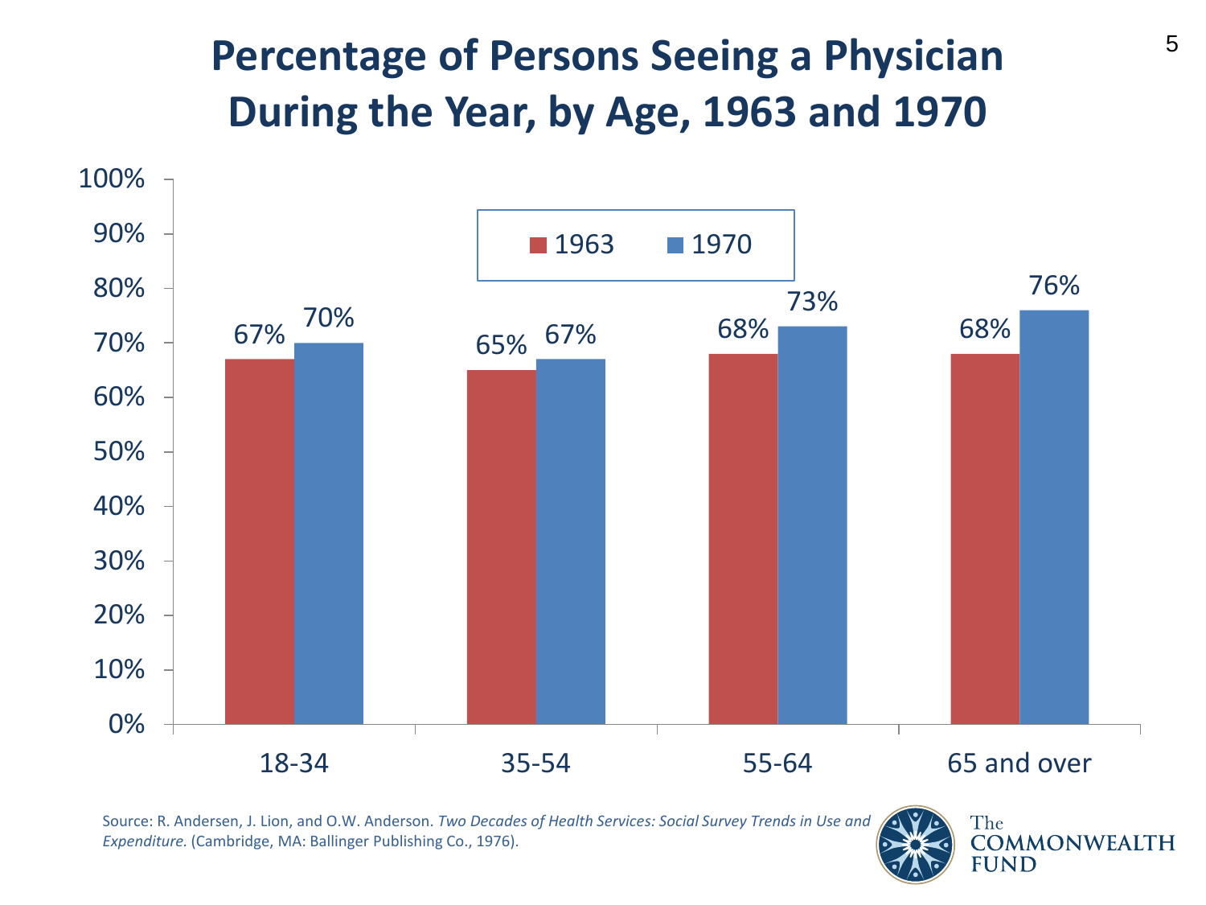# Percentage of Persons Seeing a Physician During the Year, by Age, 1963 and 1970

| Age | 1963 | 1970 |
|---|---|---|
| 18-34 | 67% | 70% |
| 35-54 | 65% | 67% |
| 55-64 | 68% | 73% |
| 65 and over | 68% | 76% |

Source: R. Andersen, J. Lion, and O.W. Anderson. *Two Decades of Health Services: Social Survey Trends in Use and Expenditure.* (Cambridge, MA: Ballinger Publishing Co., 1976).

The Commonwealth Fund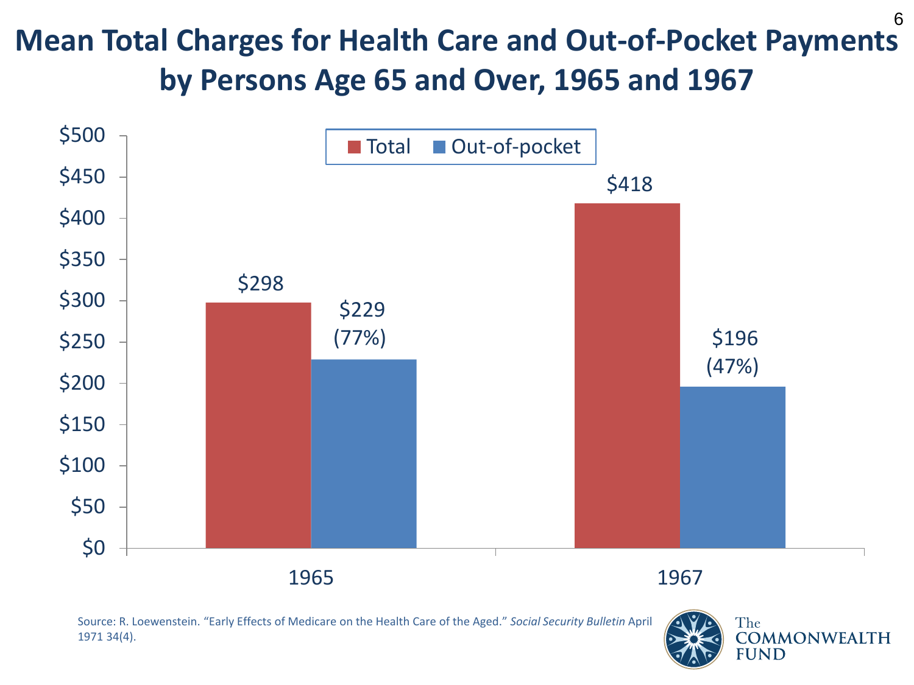# Mean Total Charges for Health Care and Out-of-Pocket Payments by Persons Age 65 and Over, 1965 and 1967

| Year | Total | Out-of-pocket |
|---|---|---|
| 1965 | $298 | $229 (77%) |
| 1967 | $418 | $196 (47%) |

Source: R. Loewenstein. "Early Effects of Medicare on the Health Care of the Aged." *Social Security Bulletin* April 1971 34(4).

The Commonwealth Fund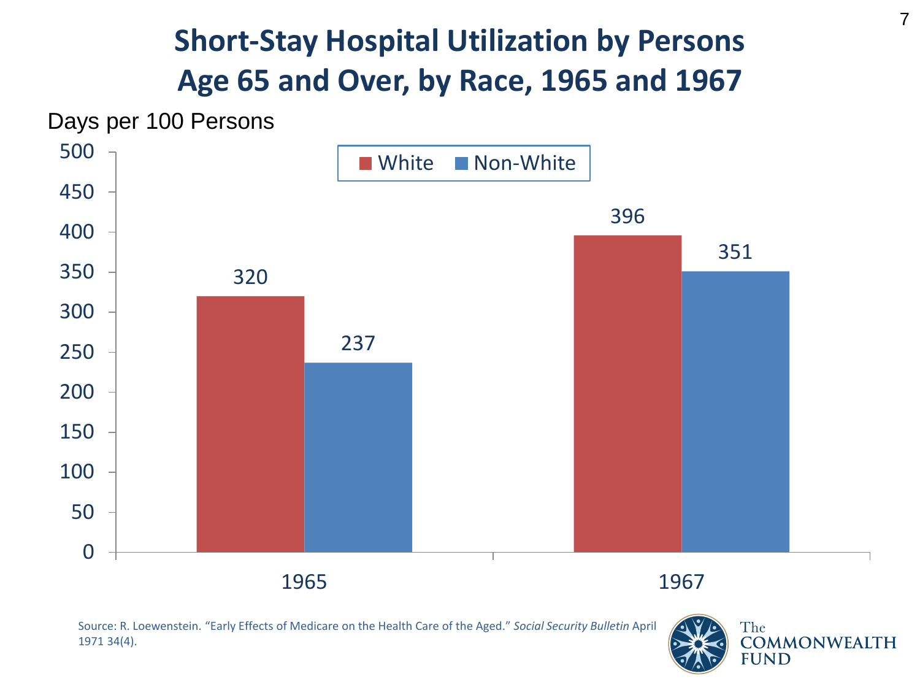# Short-Stay Hospital Utilization by Persons Age 65 and Over, by Race, 1965 and 1967

Days per 100 Persons

| | White | Non-White |
|---|---|---|
| 1965 | 320 | 237 |
| 1967 | 396 | 351 |

Source: R. Loewenstein. "Early Effects of Medicare on the Health Care of the Aged." *Social Security Bulletin* April 1971 34(4).

The COMMONWEALTH FUND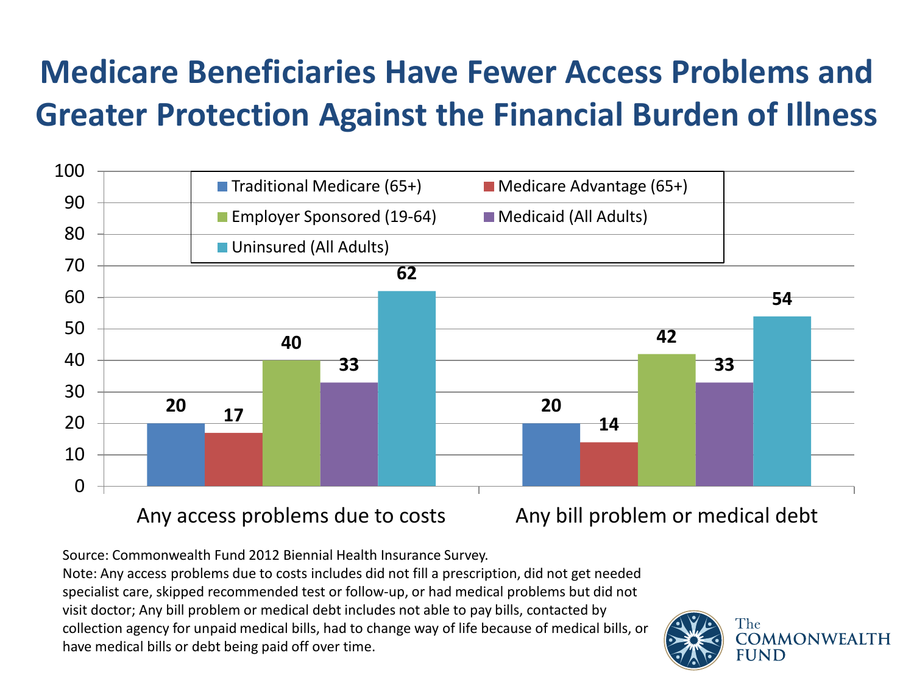# Medicare Beneficiaries Have Fewer Access Problems and Greater Protection Against the Financial Burden of Illness

| | Traditional Medicare (65+) | Medicare Advantage (65+) | Employer Sponsored (19-64) | Medicaid (All Adults) | Uninsured (All Adults) |
|---|---|---|---|---|---|
| Any access problems due to costs | 20 | 17 | 40 | 33 | 62 |
| Any bill problem or medical debt | 20 | 14 | 42 | 33 | 54 |

Source: Commonwealth Fund 2012 Biennial Health Insurance Survey.

Note: Any access problems due to costs includes did not fill a prescription, did not get needed specialist care, skipped recommended test or follow-up, or had medical problems but did not visit doctor; Any bill problem or medical debt includes not able to pay bills, contacted by collection agency for unpaid medical bills, had to change way of life because of medical bills, or have medical bills or debt being paid off over time.

The Commonwealth Fund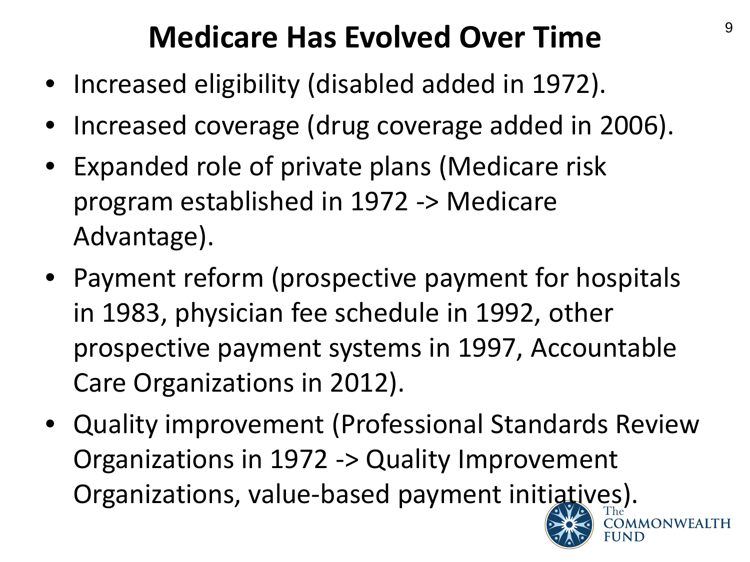# Medicare Has Evolved Over Time

- Increased eligibility (disabled added in 1972).
- Increased coverage (drug coverage added in 2006).
- Expanded role of private plans (Medicare risk program established in 1972 -> Medicare Advantage).
- Payment reform (prospective payment for hospitals in 1983, physician fee schedule in 1992, other prospective payment systems in 1997, Accountable Care Organizations in 2012).
- Quality improvement (Professional Standards Review Organizations in 1972 -> Quality Improvement Organizations, value-based payment initiatives).

The COMMONWEALTH FUND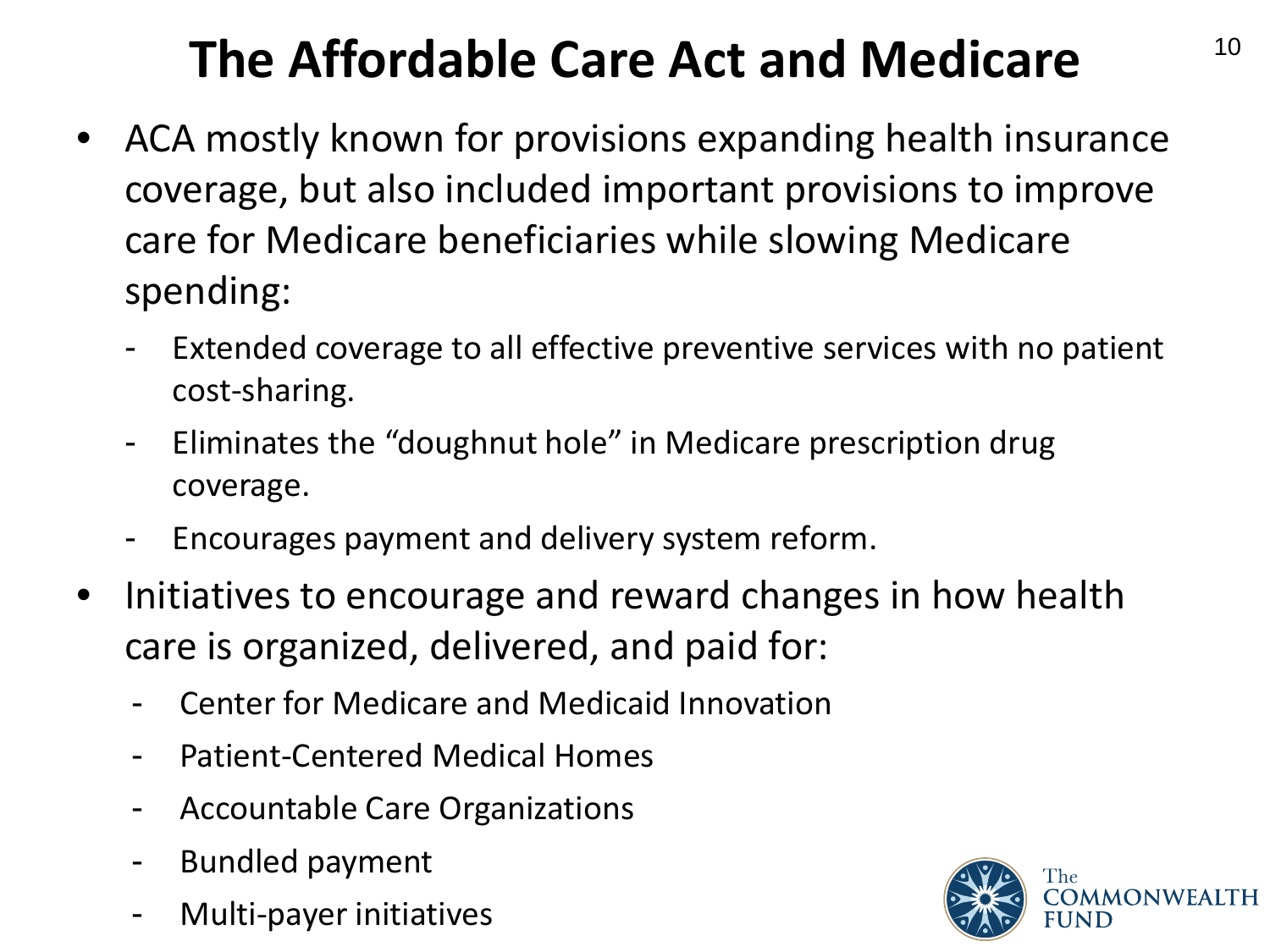# The Affordable Care Act and Medicare

- ACA mostly known for provisions expanding health insurance coverage, but also included important provisions to improve care for Medicare beneficiaries while slowing Medicare spending:
  - Extended coverage to all effective preventive services with no patient cost-sharing.
  - Eliminates the "doughnut hole" in Medicare prescription drug coverage.
  - Encourages payment and delivery system reform.
- Initiatives to encourage and reward changes in how health care is organized, delivered, and paid for:
  - Center for Medicare and Medicaid Innovation
  - Patient-Centered Medical Homes
  - Accountable Care Organizations
  - Bundled payment
  - Multi-payer initiatives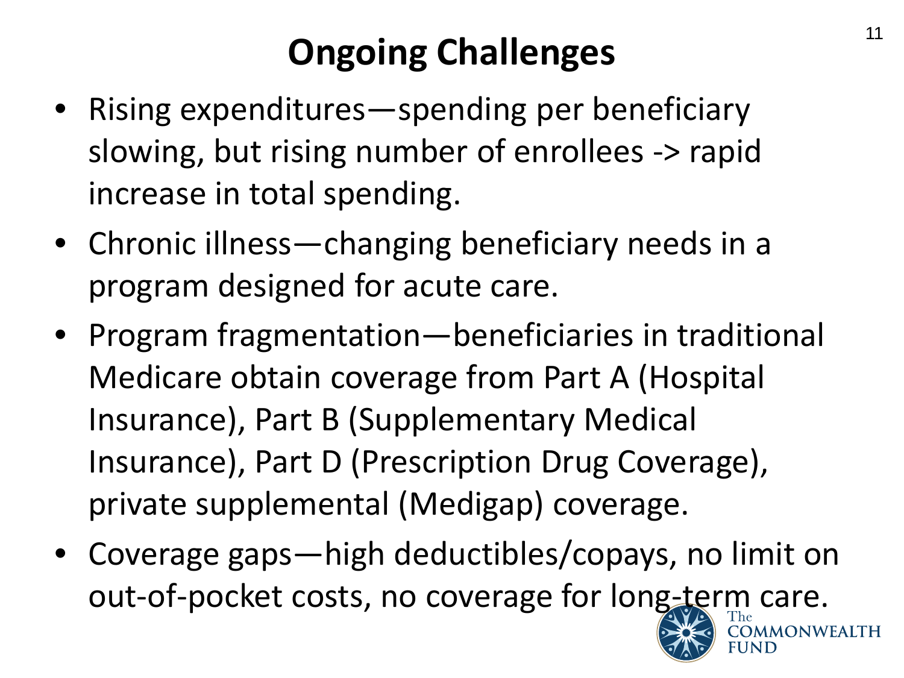# Ongoing Challenges

- Rising expenditures—spending per beneficiary slowing, but rising number of enrollees -> rapid increase in total spending.
- Chronic illness—changing beneficiary needs in a program designed for acute care.
- Program fragmentation—beneficiaries in traditional Medicare obtain coverage from Part A (Hospital Insurance), Part B (Supplementary Medical Insurance), Part D (Prescription Drug Coverage), private supplemental (Medigap) coverage.
- Coverage gaps—high deductibles/copays, no limit on out-of-pocket costs, no coverage for long-term care.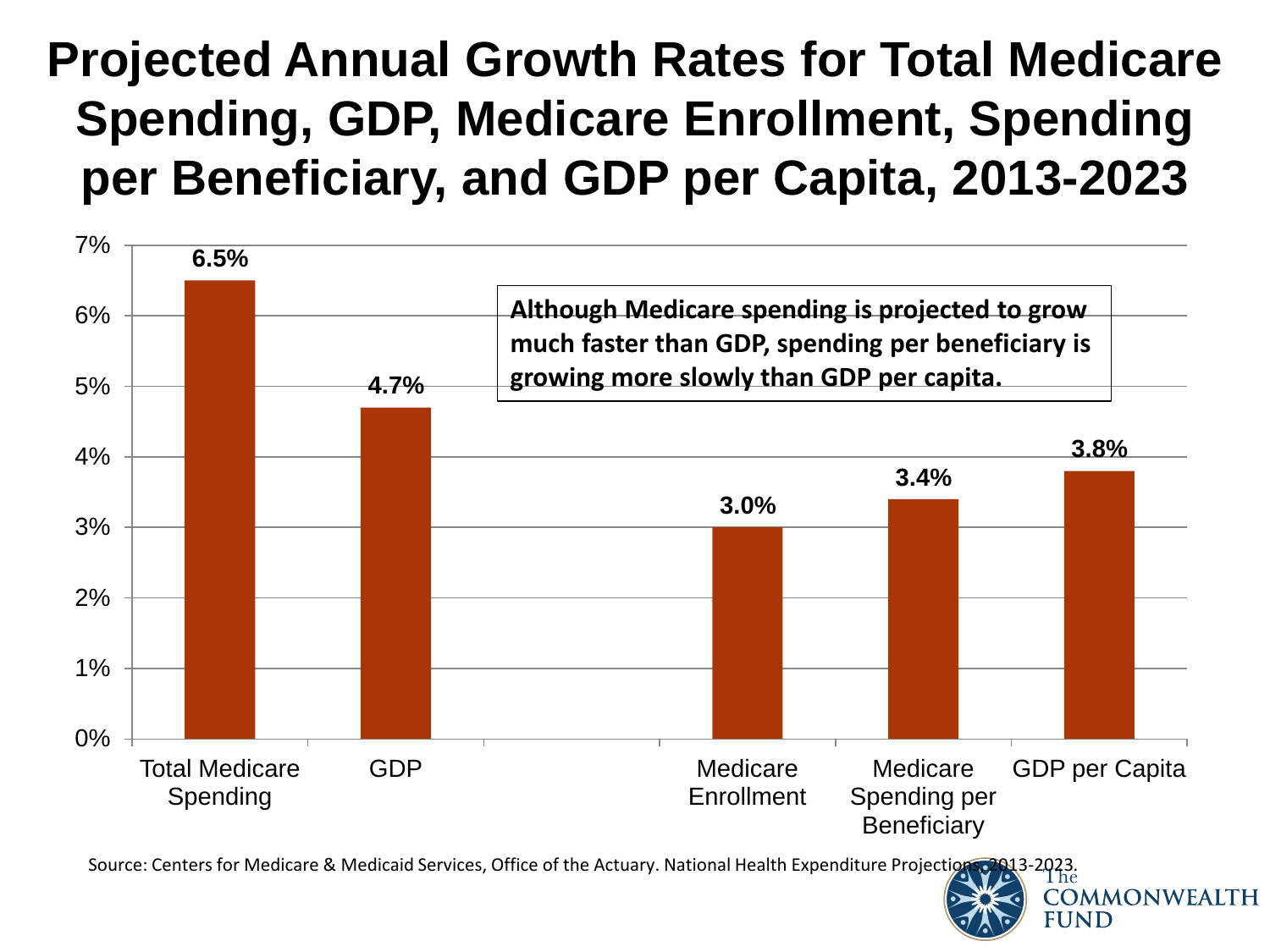# Projected Annual Growth Rates for Total Medicare Spending, GDP, Medicare Enrollment, Spending per Beneficiary, and GDP per Capita, 2013-2023

| Category | Projected Annual Growth Rate |
|---|---|
| Total Medicare Spending | 6.5% |
| GDP | 4.7% |
| Medicare Enrollment | 3.0% |
| Medicare Spending per Beneficiary | 3.4% |
| GDP per Capita | 3.8% |

**Although Medicare spending is projected to grow much faster than GDP, spending per beneficiary is growing more slowly than GDP per capita.**

Source: Centers for Medicare & Medicaid Services, Office of the Actuary. National Health Expenditure Projections 2013-2023.

The Commonwealth Fund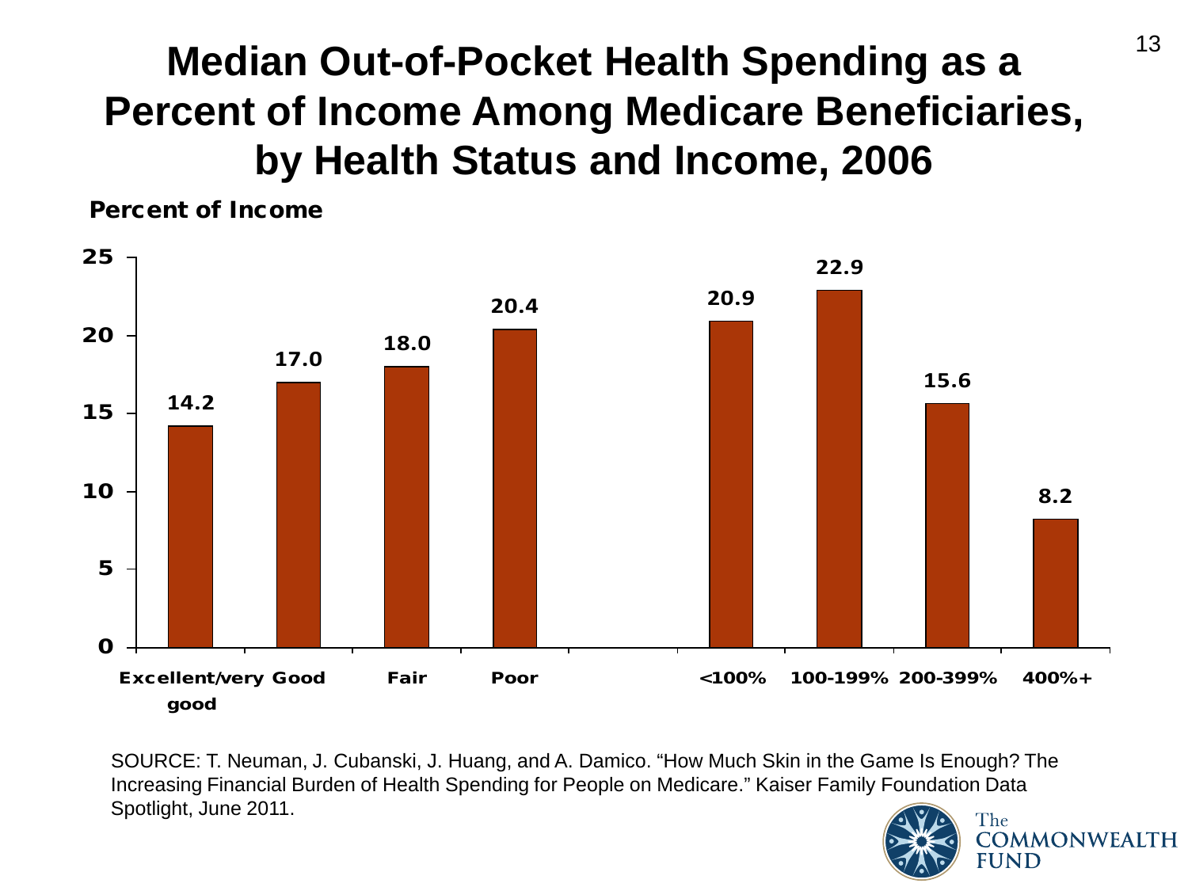# Median Out-of-Pocket Health Spending as a Percent of Income Among Medicare Beneficiaries, by Health Status and Income, 2006

Percent of Income

| Category | Percent of Income |
| --- | --- |
| Excellent/very good | 14.2 |
| Good | 17.0 |
| Fair | 18.0 |
| Poor | 20.4 |
| <100% | 20.9 |
| 100-199% | 22.9 |
| 200-399% | 15.6 |
| 400%+ | 8.2 |

SOURCE: T. Neuman, J. Cubanski, J. Huang, and A. Damico. "How Much Skin in the Game Is Enough? The Increasing Financial Burden of Health Spending for People on Medicare." Kaiser Family Foundation Data Spotlight, June 2011.

The COMMONWEALTH FUND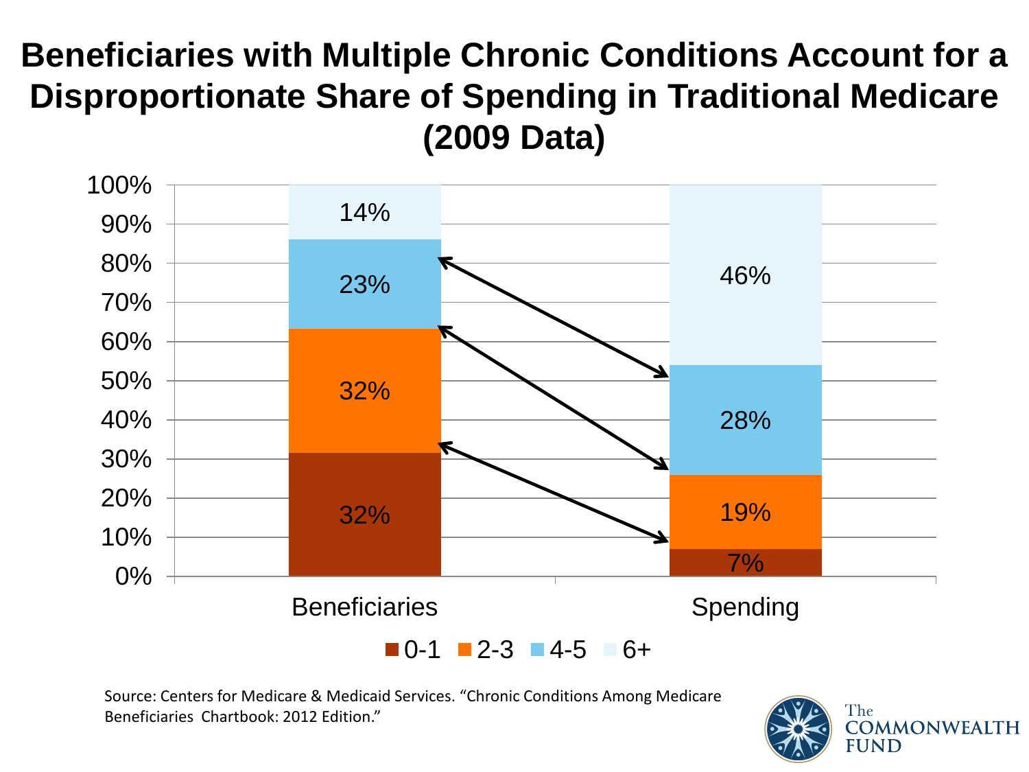# Beneficiaries with Multiple Chronic Conditions Account for a Disproportionate Share of Spending in Traditional Medicare (2009 Data)

| Number of chronic conditions | Beneficiaries | Spending |
| --- | --- | --- |
| 0-1 | 32% | 7% |
| 2-3 | 32% | 19% |
| 4-5 | 23% | 28% |
| 6+ | 14% | 46% |

Source: Centers for Medicare & Medicaid Services. "Chronic Conditions Among Medicare Beneficiaries Chartbook: 2012 Edition."

The Commonwealth Fund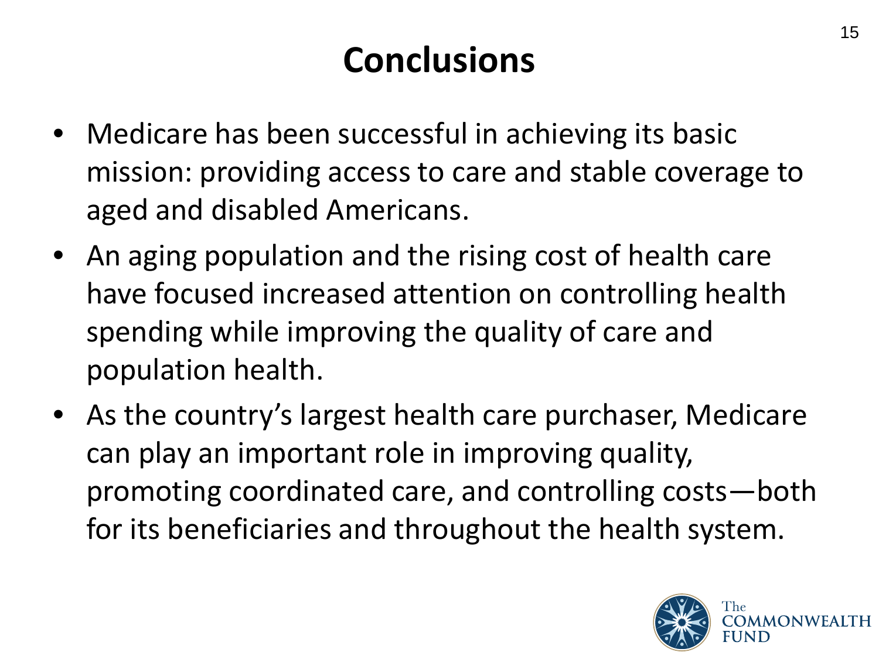# Conclusions

- Medicare has been successful in achieving its basic mission: providing access to care and stable coverage to aged and disabled Americans.
- An aging population and the rising cost of health care have focused increased attention on controlling health spending while improving the quality of care and population health.
- As the country's largest health care purchaser, Medicare can play an important role in improving quality, promoting coordinated care, and controlling costs—both for its beneficiaries and throughout the health system.

The COMMONWEALTH FUND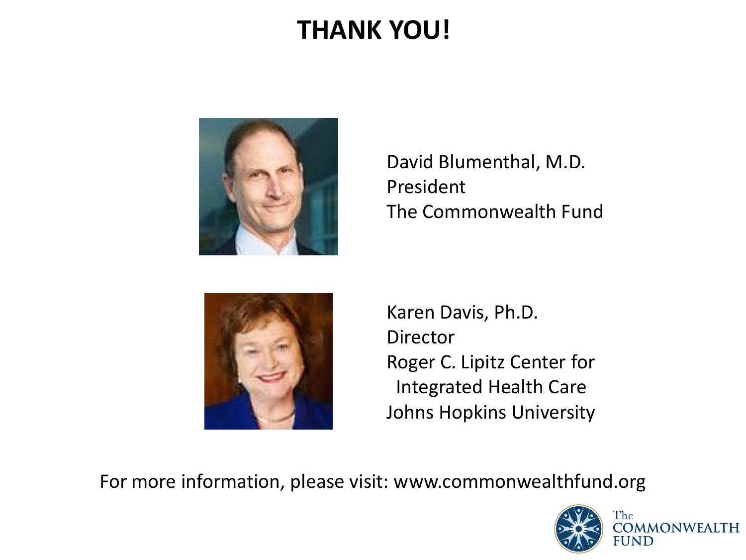# THANK YOU!

David Blumenthal, M.D.
President
The Commonwealth Fund

Karen Davis, Ph.D.
Director
Roger C. Lipitz Center for Integrated Health Care
Johns Hopkins University

For more information, please visit: www.commonwealthfund.org

The COMMONWEALTH FUND